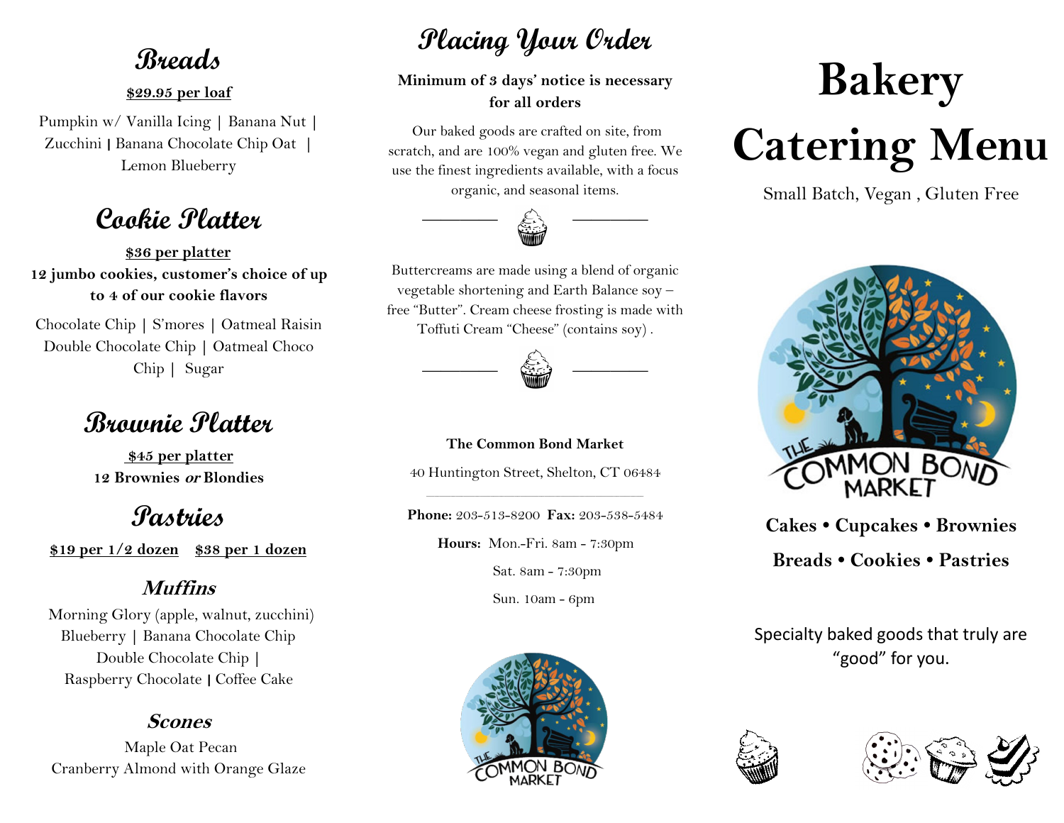## Breads

**$29.95 per loaf**

Pumpkin w/ Vanilla Icing | Banana Nut | Zucchini | Banana Chocolate Chip Oat | Lemon Blueberry

## Cookie Platter

**$36 per platter**

**12 jumbo cookies, customer's choice of up to 4 of our cookie flavors**

Chocolate Chip | S'mores | Oatmeal Raisin Double Chocolate Chip | Oatmeal Choco Chip | Sugar

## Brownie Platter

**$45 per platter**

**12 Brownies *or* Blondies**

## Pastries

**$19 per 1/2 dozen** **$38 per 1 dozen**

### *Muffins*

Morning Glory (apple, walnut, zucchini)
Blueberry | Banana Chocolate Chip
Double Chocolate Chip |
Raspberry Chocolate | Coffee Cake

### *Scones*

Maple Oat Pecan
Cranberry Almond with Orange Glaze

## Placing Your Order

**Minimum of 3 days' notice is necessary for all orders**

Our baked goods are crafted on site, from scratch, and are 100% vegan and gluten free. We use the finest ingredients available, with a focus organic, and seasonal items.

Buttercreams are made using a blend of organic vegetable shortening and Earth Balance soy – free "Butter". Cream cheese frosting is made with Toffuti Cream "Cheese" (contains soy) .

**The Common Bond Market**

40 Huntington Street, Shelton, CT 06484

**Phone:** 203-513-8200 **Fax:** 203-538-5484

**Hours:** Mon.-Fri. 8am - 7:30pm

Sat. 8am - 7:30pm

Sun. 10am - 6pm

# Bakery Catering Menu

Small Batch, Vegan , Gluten Free

**Cakes • Cupcakes • Brownies**

**Breads • Cookies • Pastries**

Specialty baked goods that truly are "good" for you.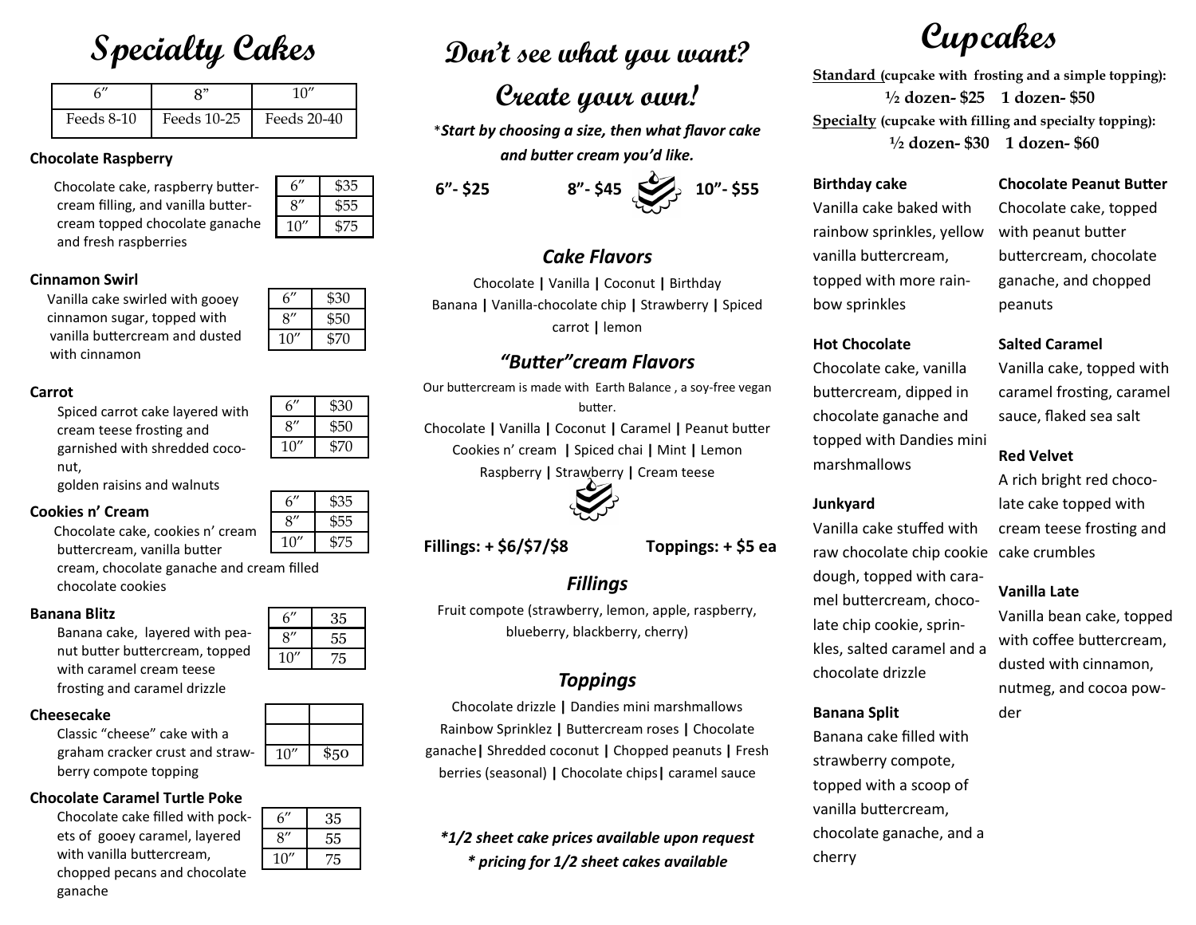# Specialty Cakes

| 6″ | 8" | 10″ |
|---|---|---|
| Feeds 8-10 | Feeds 10-25 | Feeds 20-40 |

### Chocolate Raspberry

Chocolate cake, raspberry butter-cream filling, and vanilla butter-cream topped chocolate ganache and fresh raspberries

| | |
|---|---|
| 6″ | $35 |
| 8″ | $55 |
| 10″ | $75 |

### Cinnamon Swirl

Vanilla cake swirled with gooey cinnamon sugar, topped with vanilla buttercream and dusted with cinnamon

| | |
|---|---|
| 6″ | $30 |
| 8″ | $50 |
| 10″ | $70 |

### Carrot

Spiced carrot cake layered with cream teese frosting and garnished with shredded coco-nut, golden raisins and walnuts

| | |
|---|---|
| 6″ | $30 |
| 8″ | $50 |
| 10″ | $70 |

### Cookies n' Cream

Chocolate cake, cookies n' cream buttercream, vanilla butter cream, chocolate ganache and cream filled chocolate cookies

| | |
|---|---|
| 6″ | $35 |
| 8″ | $55 |
| 10″ | $75 |

### Banana Blitz

Banana cake, layered with pea-nut butter buttercream, topped with caramel cream teese frosting and caramel drizzle

| | |
|---|---|
| 6″ | 35 |
| 8″ | 55 |
| 10″ | 75 |

### Cheesecake

Classic "cheese" cake with a graham cracker crust and straw-berry compote topping

| | |
|---|---|
| | |
| | |
| 10″ | $50 |

### Chocolate Caramel Turtle Poke

Chocolate cake filled with pock-ets of gooey caramel, layered with vanilla buttercream, chopped pecans and chocolate ganache

| | |
|---|---|
| 6″ | 35 |
| 8″ | 55 |
| 10″ | 75 |

# Don't see what you want?

# Create your own!

*\*Start by choosing a size, then what flavor cake and butter cream you'd like.*

**6"- $25** **8"- $45** **10"- $55**

## *Cake Flavors*

Chocolate | Vanilla | Coconut | Birthday
Banana | Vanilla-chocolate chip | Strawberry | Spiced carrot | lemon

## *"Butter"cream Flavors*

Our buttercream is made with Earth Balance , a soy-free vegan butter.

Chocolate | Vanilla | Coconut | Caramel | Peanut butter
Cookies n' cream | Spiced chai | Mint | Lemon
Raspberry | Strawberry | Cream teese

**Fillings: + $6/$7/$8** **Toppings: + $5 ea**

## *Fillings*

Fruit compote (strawberry, lemon, apple, raspberry, blueberry, blackberry, cherry)

## *Toppings*

Chocolate drizzle | Dandies mini marshmallows
Rainbow Sprinklez | Buttercream roses | Chocolate ganache| Shredded coconut | Chopped peanuts | Fresh berries (seasonal) | Chocolate chips| caramel sauce

***1/2 sheet cake prices available upon request***
***\* pricing for 1/2 sheet cakes available***

# Cupcakes

**Standard (cupcake with frosting and a simple topping):**
**½ dozen- $25 1 dozen- $50**
**Specialty (cupcake with filling and specialty topping):**
**½ dozen- $30 1 dozen- $60**

### Birthday cake

Vanilla cake baked with rainbow sprinkles, yellow vanilla buttercream, topped with more rain-bow sprinkles

### Hot Chocolate

Chocolate cake, vanilla buttercream, dipped in chocolate ganache and topped with Dandies mini marshmallows

### Junkyard

Vanilla cake stuffed with raw chocolate chip cookie dough, topped with cara-mel buttercream, choco-late chip cookie, sprin-kles, salted caramel and a chocolate drizzle

### Banana Split

Banana cake filled with strawberry compote, topped with a scoop of vanilla buttercream, chocolate ganache, and a cherry

### Chocolate Peanut Butter

Chocolate cake, topped with peanut butter buttercream, chocolate ganache, and chopped peanuts

### Salted Caramel

Vanilla cake, topped with caramel frosting, caramel sauce, flaked sea salt

### Red Velvet

A rich bright red choco-late cake topped with cream teese frosting and cake crumbles

### Vanilla Late

Vanilla bean cake, topped with coffee buttercream, dusted with cinnamon, nutmeg, and cocoa pow-der